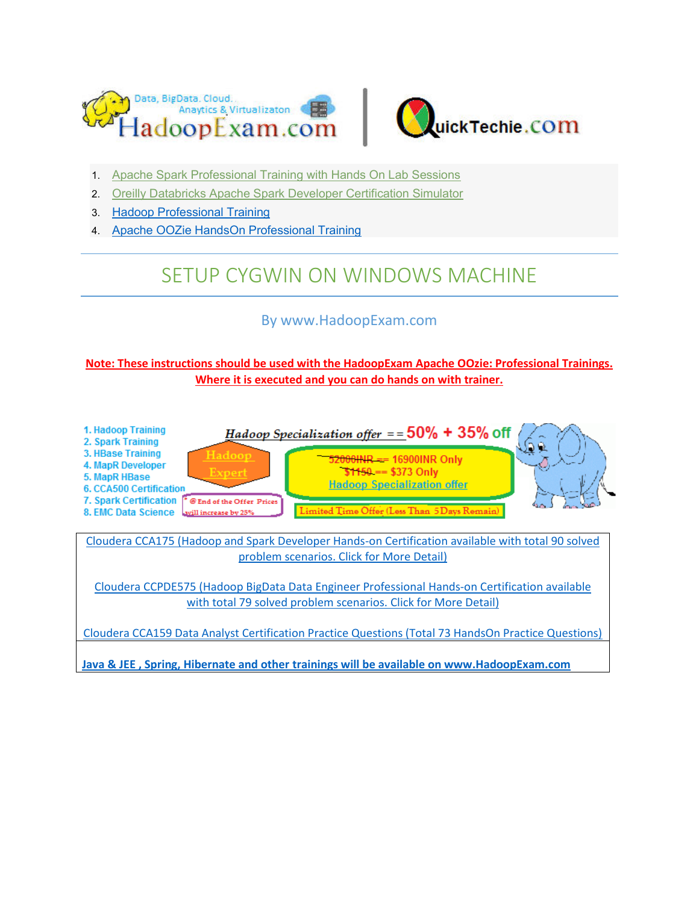HadoopExam.com | QuickTechie.com

1. Apache Spark Professional Training with Hands On Lab Sessions
2. Oreilly Databricks Apache Spark Developer Certification Simulator
3. Hadoop Professional Training
4. Apache OOZie HandsOn Professional Training

# SETUP CYGWIN ON WINDOWS MACHINE

By www.HadoopExam.com

**Note: These instructions should be used with the HadoopExam Apache OOzie: Professional Trainings. Where it is executed and you can do hands on with trainer.**

1. Hadoop Training
2. Spark Training
3. HBase Training
4. MapR Developer
5. MapR HBase
6. CCA500 Certification
7. Spark Certification
8. EMC Data Science

Hadoop Specialization offer == 50% + 35% off

Hadoop Expert

~~52000INR~~ == 16900INR Only
~~$1150~~ == $373 Only
Hadoop Specialization offer

* @ End of the Offer Prices will increase by 25%

Limited Time Offer (Less Than 5Days Remain)

Cloudera CCA175 (Hadoop and Spark Developer Hands-on Certification available with total 90 solved problem scenarios. Click for More Detail)

Cloudera CCPDE575 (Hadoop BigData Data Engineer Professional Hands-on Certification available with total 79 solved problem scenarios. Click for More Detail)

Cloudera CCA159 Data Analyst Certification Practice Questions (Total 73 HandsOn Practice Questions)

**Java & JEE , Spring, Hibernate and other trainings will be available on www.HadoopExam.com**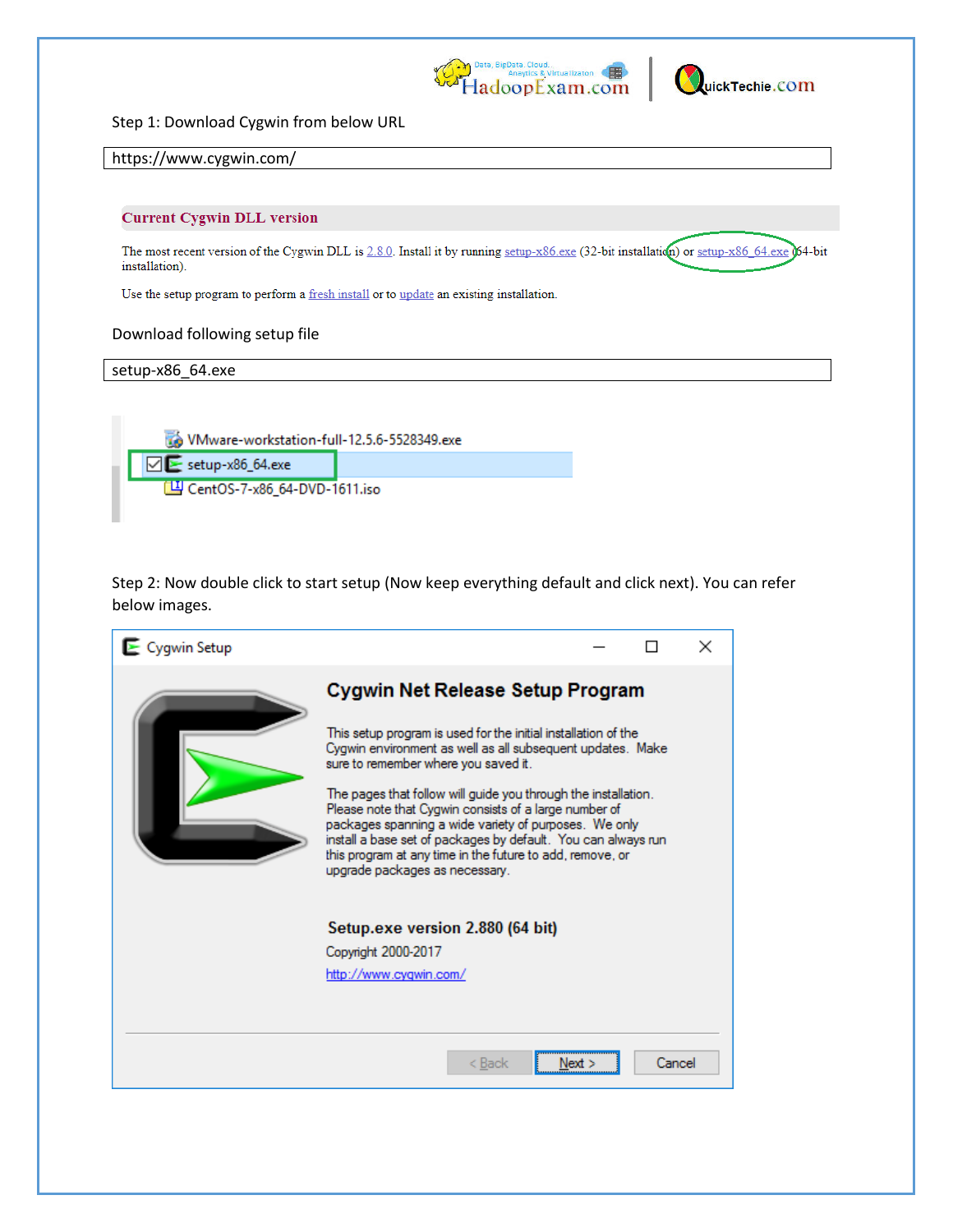Step 1: Download Cygwin from below URL

```
https://www.cygwin.com/
```

**Current Cygwin DLL version**

The most recent version of the Cygwin DLL is 2.8.0. Install it by running setup-x86.exe (32-bit installation) or setup-x86_64.exe (64-bit installation).

Use the setup program to perform a fresh install or to update an existing installation.

Download following setup file

```
setup-x86_64.exe
```

VMware-workstation-full-12.5.6-5528349.exe
setup-x86_64.exe
CentOS-7-x86_64-DVD-1611.iso

Step 2: Now double click to start setup (Now keep everything default and click next). You can refer below images.

Cygwin Setup

**Cygwin Net Release Setup Program**

This setup program is used for the initial installation of the Cygwin environment as well as all subsequent updates. Make sure to remember where you saved it.

The pages that follow will guide you through the installation. Please note that Cygwin consists of a large number of packages spanning a wide variety of purposes. We only install a base set of packages by default. You can always run this program at any time in the future to add, remove, or upgrade packages as necessary.

**Setup.exe version 2.880 (64 bit)**

Copyright 2000-2017

http://www.cygwin.com/

< Back | Next > | Cancel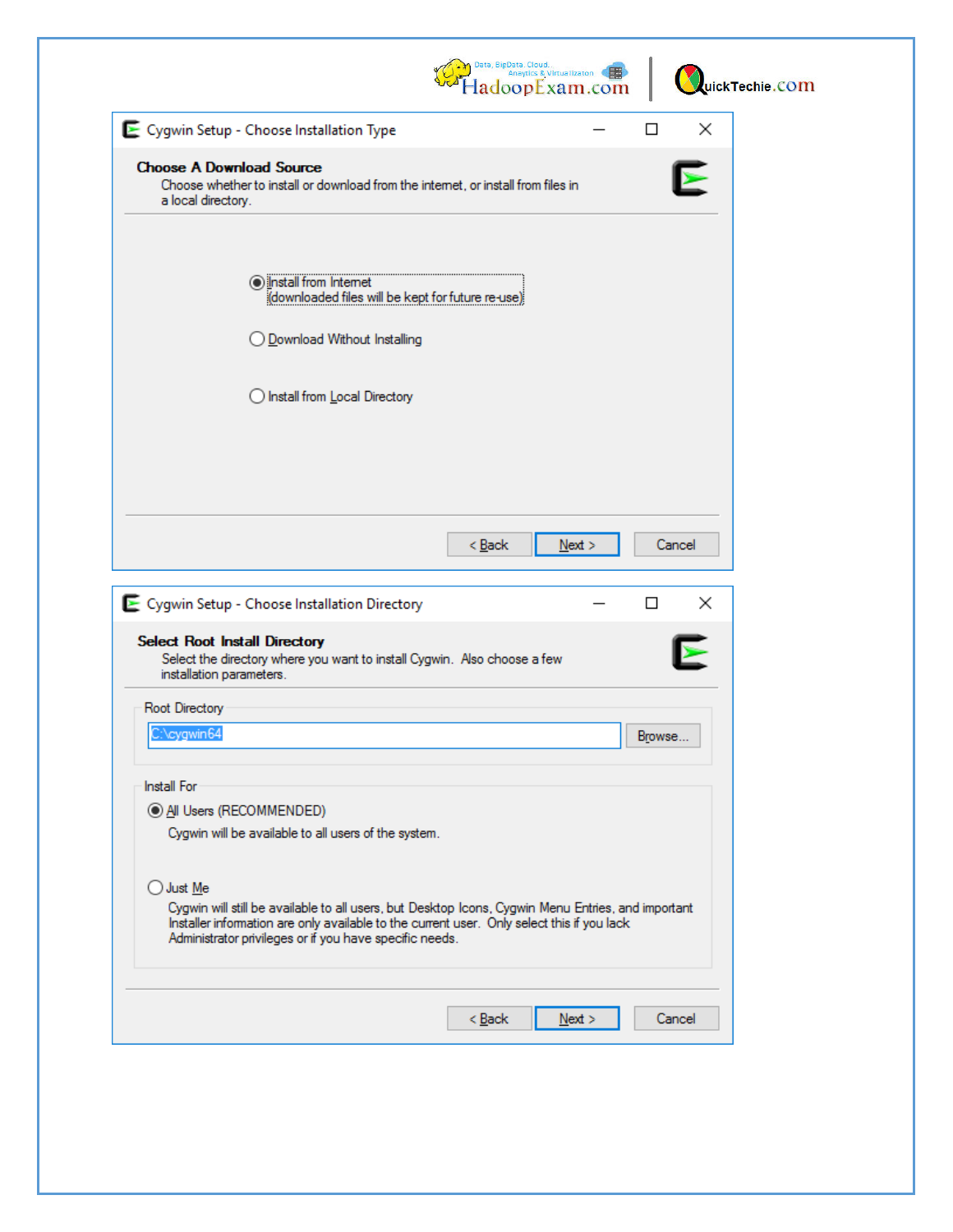Cygwin Setup - Choose Installation Type

**Choose A Download Source**

Choose whether to install or download from the internet, or install from files in a local directory.

- (•) Install from Internet (downloaded files will be kept for future re-use)
- ( ) Download Without Installing
- ( ) Install from Local Directory

< Back | Next > | Cancel

Cygwin Setup - Choose Installation Directory

**Select Root Install Directory**

Select the directory where you want to install Cygwin. Also choose a few installation parameters.

Root Directory

C:\cygwin64 | Browse...

Install For

- (•) All Users (RECOMMENDED)
  Cygwin will be available to all users of the system.
- ( ) Just Me
  Cygwin will still be available to all users, but Desktop Icons, Cygwin Menu Entries, and important Installer information are only available to the current user. Only select this if you lack Administrator privileges or if you have specific needs.

< Back | Next > | Cancel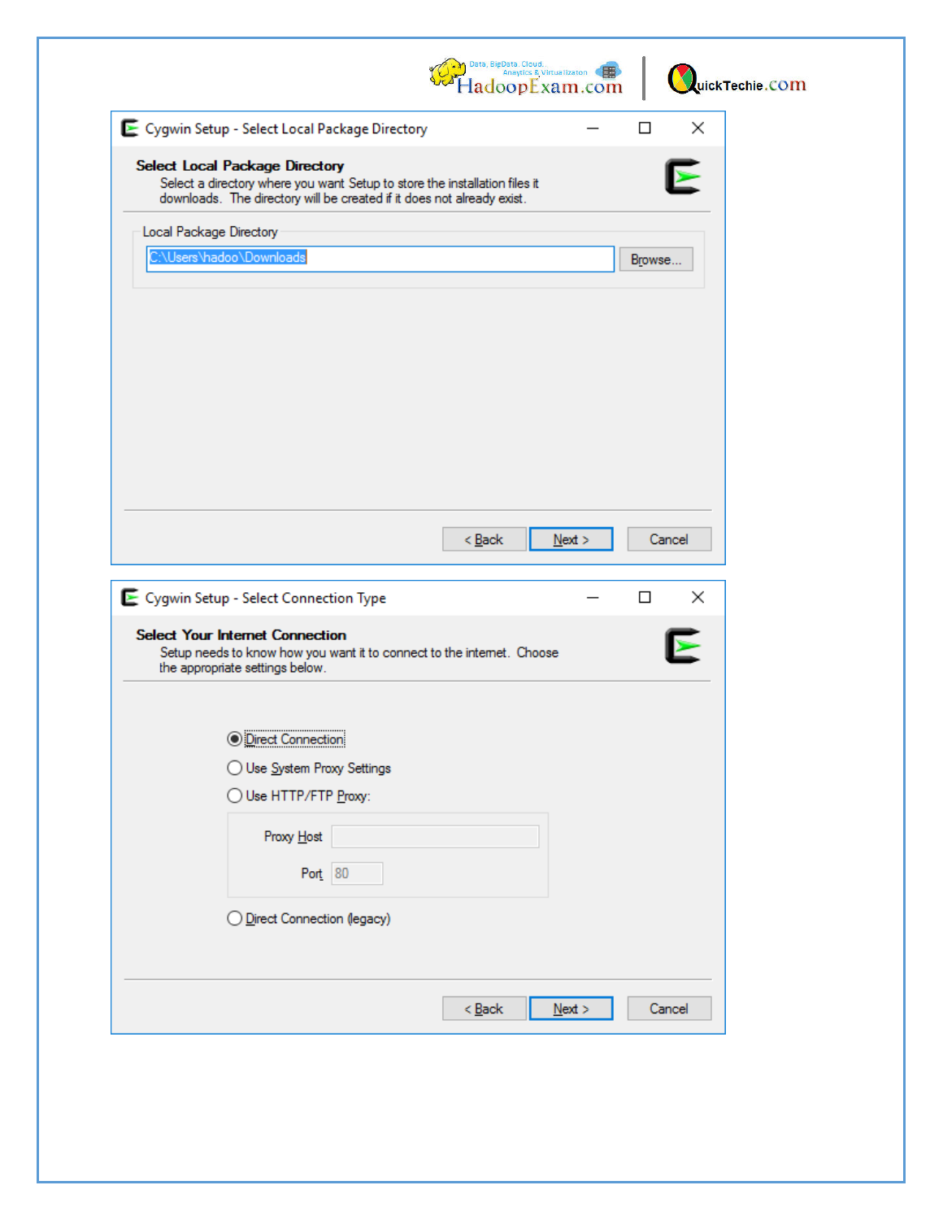Cygwin Setup - Select Local Package Directory

**Select Local Package Directory**

Select a directory where you want Setup to store the installation files it downloads. The directory will be created if it does not already exist.

Local Package Directory

C:\Users\hadoo\Downloads

Browse...

< Back | Next > | Cancel

Cygwin Setup - Select Connection Type

**Select Your Internet Connection**

Setup needs to know how you want it to connect to the internet. Choose the appropriate settings below.

- (•) Direct Connection
- ( ) Use System Proxy Settings
- ( ) Use HTTP/FTP Proxy:

Proxy Host

Port 80

- ( ) Direct Connection (legacy)

< Back | Next > | Cancel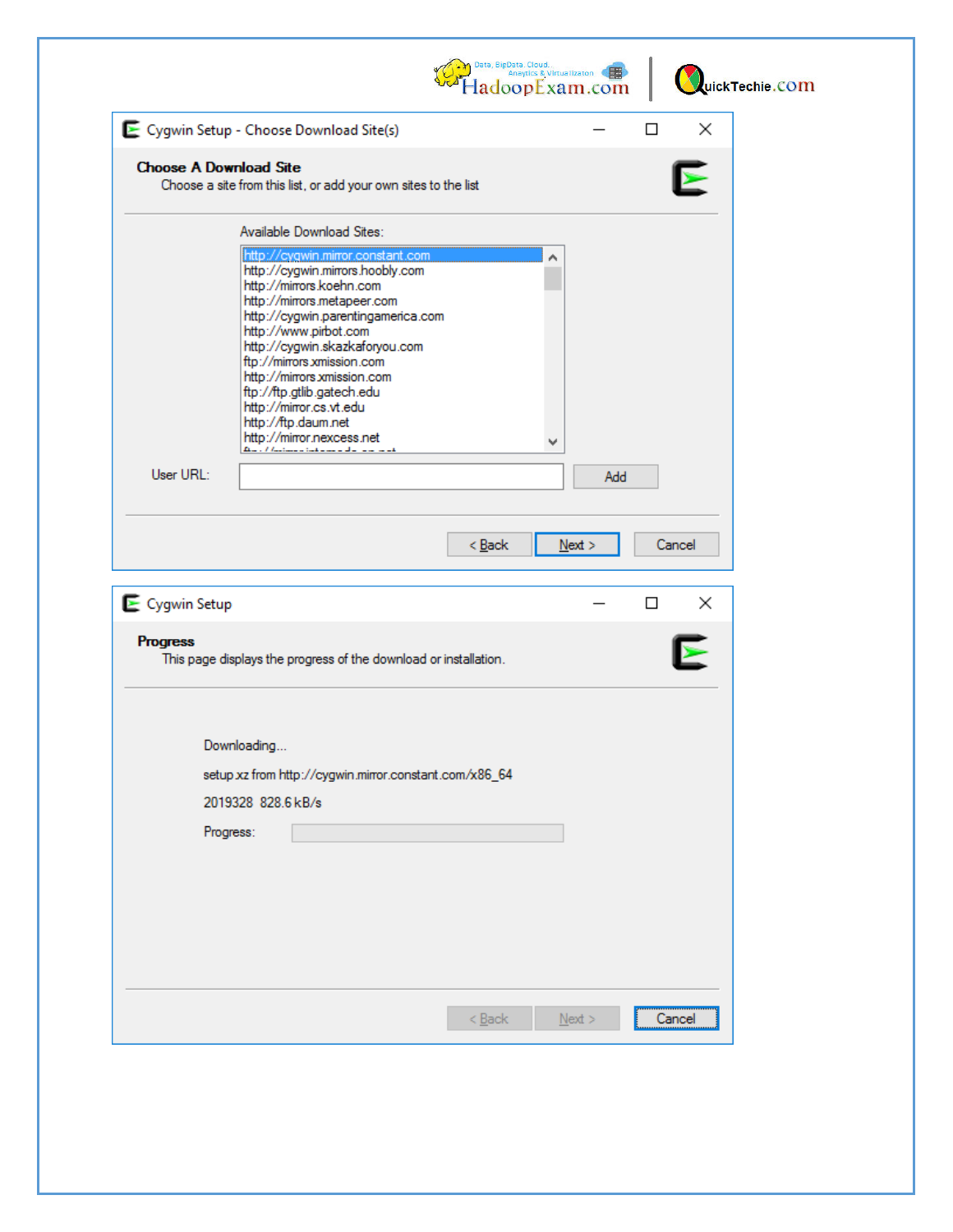Cygwin Setup - Choose Download Site(s)

**Choose A Download Site**

Choose a site from this list, or add your own sites to the list

Available Download Sites:

- http://cygwin.mirror.constant.com
- http://cygwin.mirrors.hoobly.com
- http://mirrors.koehn.com
- http://mirrors.metapeer.com
- http://cygwin.parentingamerica.com
- http://www.pirbot.com
- http://cygwin.skazkaforyou.com
- ftp://mirrors.xmission.com
- http://mirrors.xmission.com
- ftp://ftp.gtlib.gatech.edu
- http://mirror.cs.vt.edu
- http://ftp.daum.net
- http://mirror.nexcess.net

User URL: [ ] Add

< Back | Next > | Cancel

Cygwin Setup

**Progress**

This page displays the progress of the download or installation.

Downloading...

setup.xz from http://cygwin.mirror.constant.com/x86_64

2019328 828.6 kB/s

Progress:

< Back | Next > | Cancel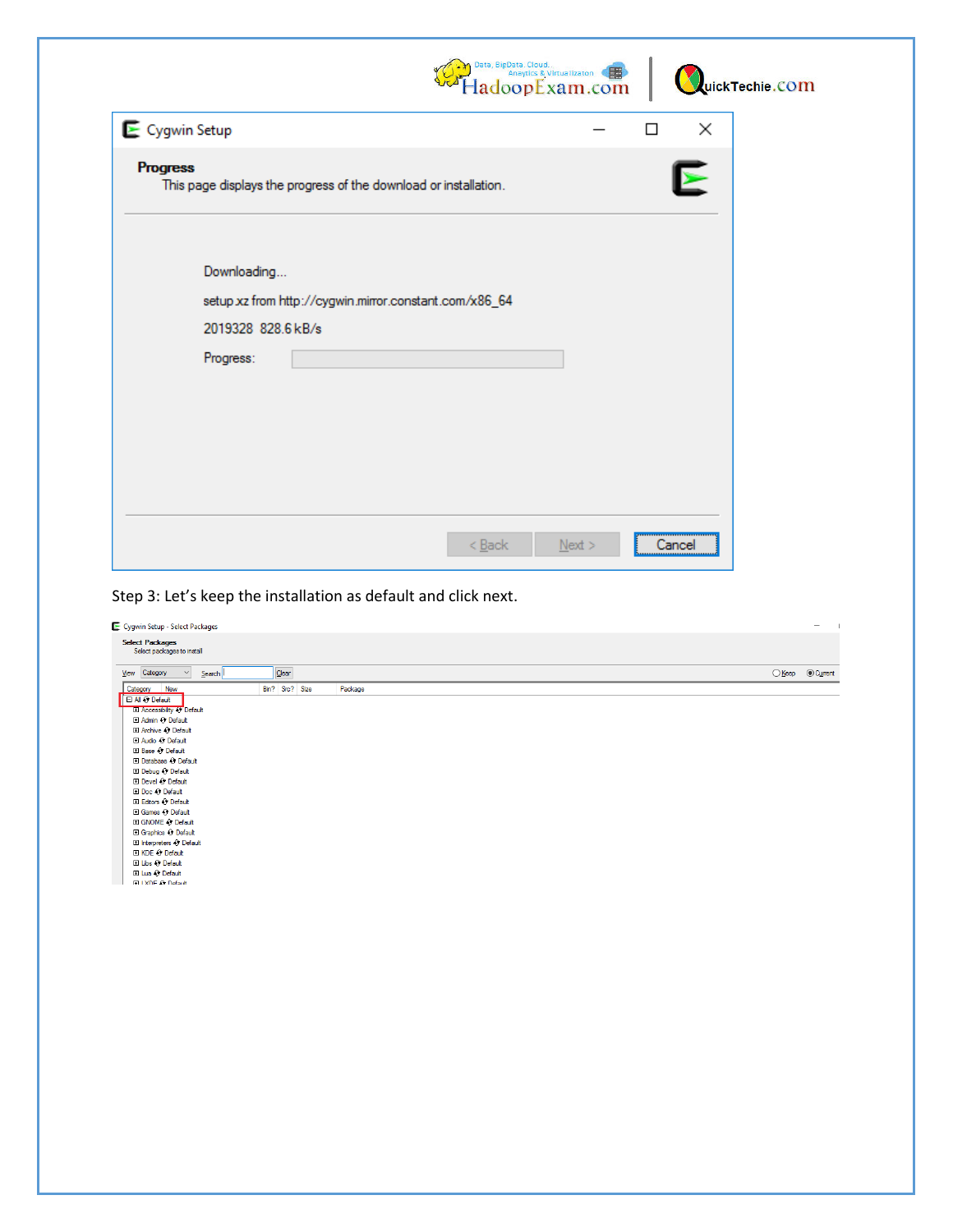Cygwin Setup

**Progress**

This page displays the progress of the download or installation.

Downloading...

setup.xz from http://cygwin.mirror.constant.com/x86_64

2019328 828.6 kB/s

Progress:

< Back    Next >    Cancel

Step 3: Let's keep the installation as default and click next.

Cygwin Setup - Select Packages

**Select Packages**

Select packages to install

View Category    Search    Clear    Keep    Current

| Category | New | Bin? | Src? | Size | Package |
|---|---|---|---|---|---|
| ⊟ All ⟲ Default | | | | | |
| ⊞ Accessibility ⟲ Default | | | | | |
| ⊞ Admin ⟲ Default | | | | | |
| ⊞ Archive ⟲ Default | | | | | |
| ⊞ Audio ⟲ Default | | | | | |
| ⊞ Base ⟲ Default | | | | | |
| ⊞ Database ⟲ Default | | | | | |
| ⊞ Debug ⟲ Default | | | | | |
| ⊞ Devel ⟲ Default | | | | | |
| ⊞ Doc ⟲ Default | | | | | |
| ⊞ Editors ⟲ Default | | | | | |
| ⊞ Games ⟲ Default | | | | | |
| ⊞ GNOME ⟲ Default | | | | | |
| ⊞ Graphics ⟲ Default | | | | | |
| ⊞ Interpreters ⟲ Default | | | | | |
| ⊞ KDE ⟲ Default | | | | | |
| ⊞ Libs ⟲ Default | | | | | |
| ⊞ Lua ⟲ Default | | | | | |
| ⊞ LXDE ⟲ Default | | | | | |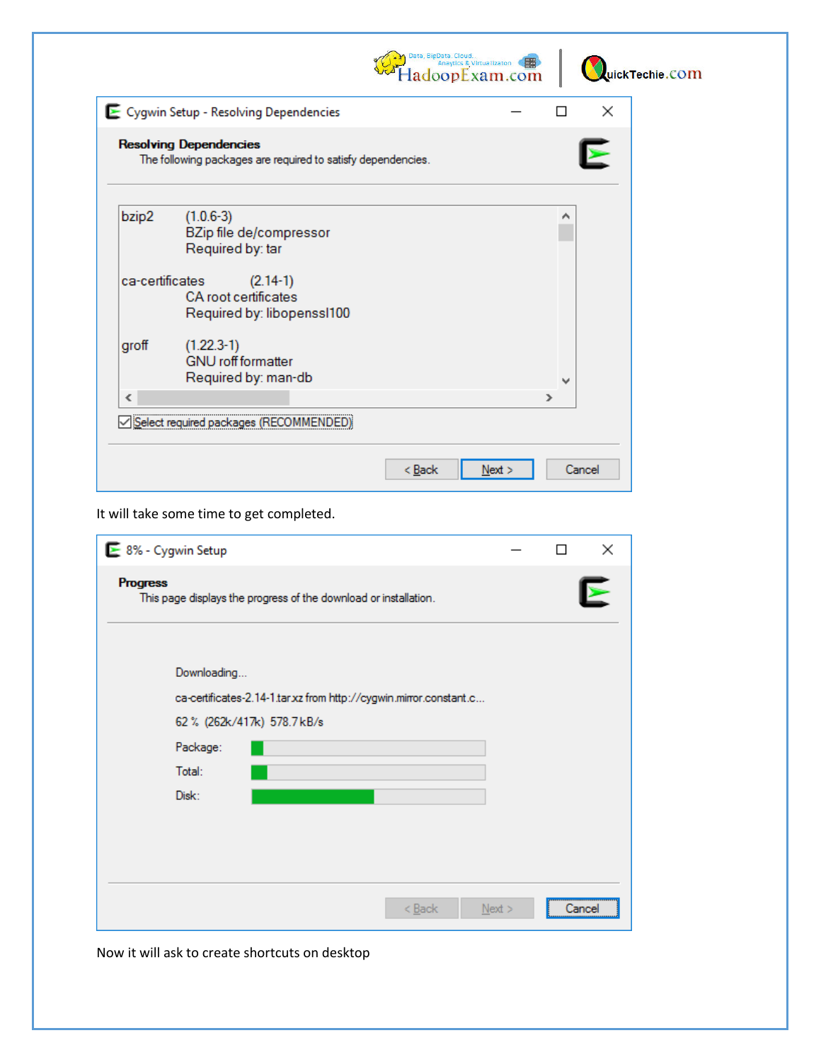Cygwin Setup - Resolving Dependencies

**Resolving Dependencies**

The following packages are required to satisfy dependencies.

bzip2 (1.0.6-3)
BZip file de/compressor
Required by: tar

ca-certificates (2.14-1)
CA root certificates
Required by: libopenssl100

groff (1.22.3-1)
GNU roff formatter
Required by: man-db

☑ Select required packages (RECOMMENDED)

< Back | Next > | Cancel

It will take some time to get completed.

8% - Cygwin Setup

**Progress**

This page displays the progress of the download or installation.

Downloading...

ca-certificates-2.14-1.tar.xz from http://cygwin.mirror.constant.c...

62 % (262k/417k) 578.7 kB/s

Package:

Total:

Disk:

< Back | Next > | Cancel

Now it will ask to create shortcuts on desktop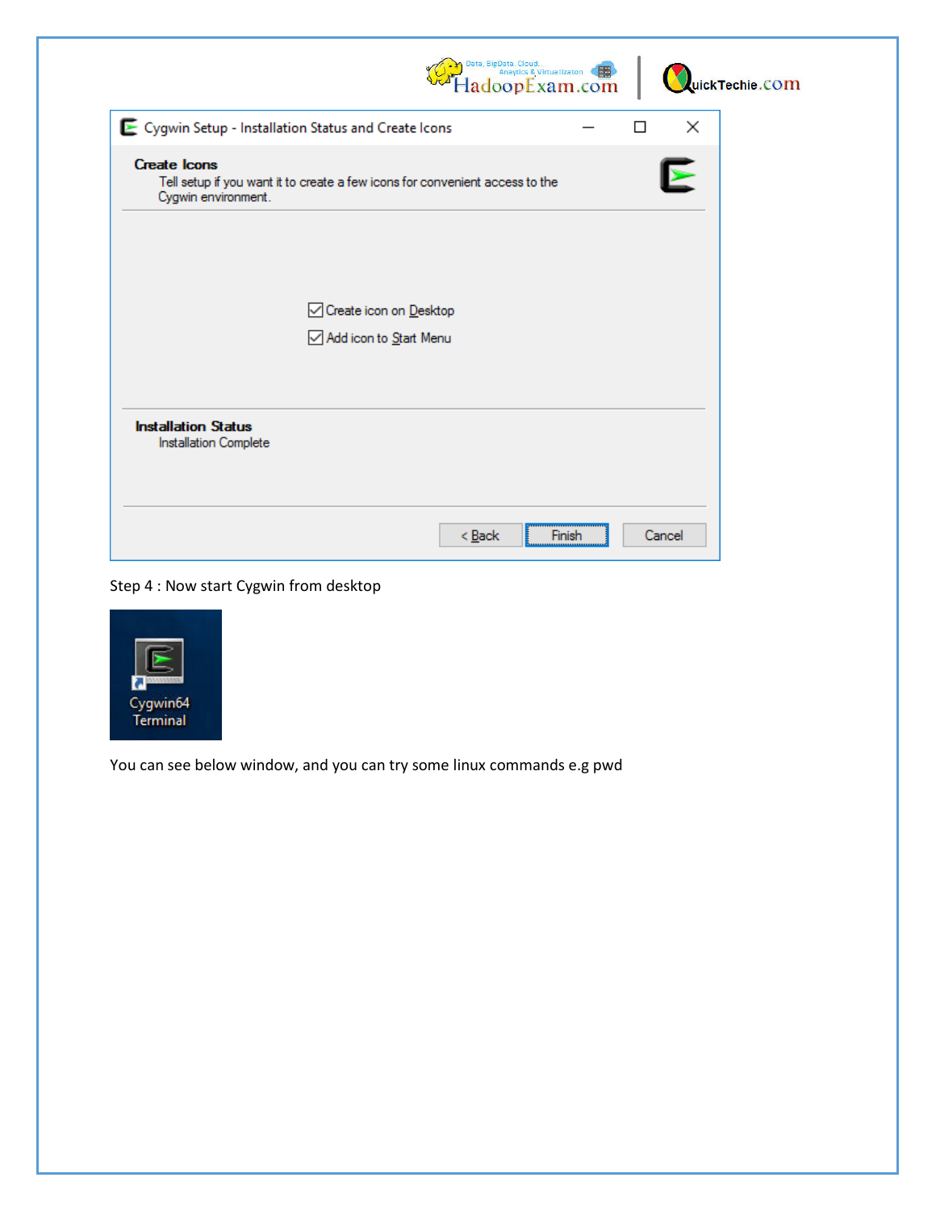Step 4 : Now start Cygwin from desktop

You can see below window, and you can try some linux commands e.g pwd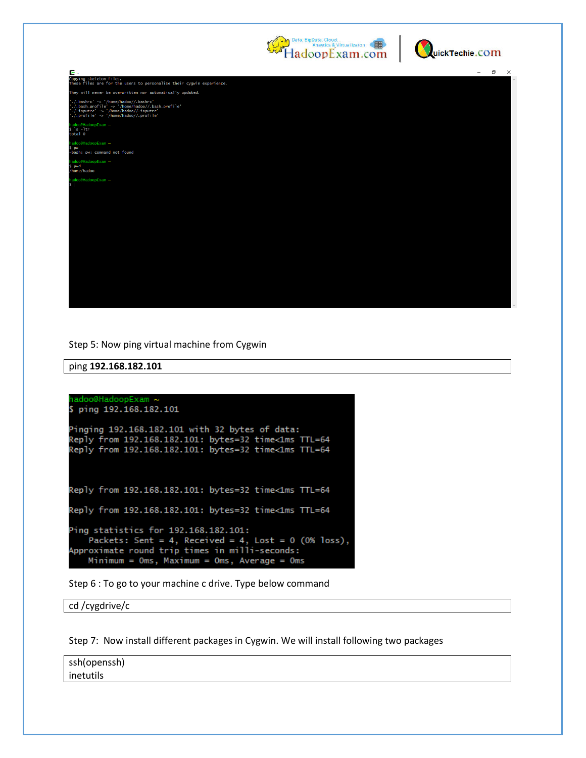```
Copying skeleton files.
These files are for the users to personalise their cygwin experience.

They will never be overwritten nor automatically updated.

'./.bashrc' -> '/home/hadoo//.bashrc'
'./.bash_profile' -> '/home/hadoo//.bash_profile'
'./.inputrc' -> '/home/hadoo//.inputrc'
'./.profile' -> '/home/hadoo//.profile'

hadoo@HadoopExam ~
$ ls -ltr
total 0

hadoo@HadoopExam ~
$ pw
-bash: pw: command not found

hadoo@HadoopExam ~
$ pwd
/home/hadoo

hadoo@HadoopExam ~
$ |
```

Step 5: Now ping virtual machine from Cygwin

```
ping 192.168.182.101
```

```
hadoo@HadoopExam ~
$ ping 192.168.182.101

Pinging 192.168.182.101 with 32 bytes of data:
Reply from 192.168.182.101: bytes=32 time<1ms TTL=64
Reply from 192.168.182.101: bytes=32 time<1ms TTL=64


Reply from 192.168.182.101: bytes=32 time<1ms TTL=64

Reply from 192.168.182.101: bytes=32 time<1ms TTL=64

Ping statistics for 192.168.182.101:
    Packets: Sent = 4, Received = 4, Lost = 0 (0% loss),
Approximate round trip times in milli-seconds:
    Minimum = 0ms, Maximum = 0ms, Average = 0ms
```

Step 6 : To go to your machine c drive. Type below command

```
cd /cygdrive/c
```

Step 7: Now install different packages in Cygwin. We will install following two packages

```
ssh(openssh)
inetutils
```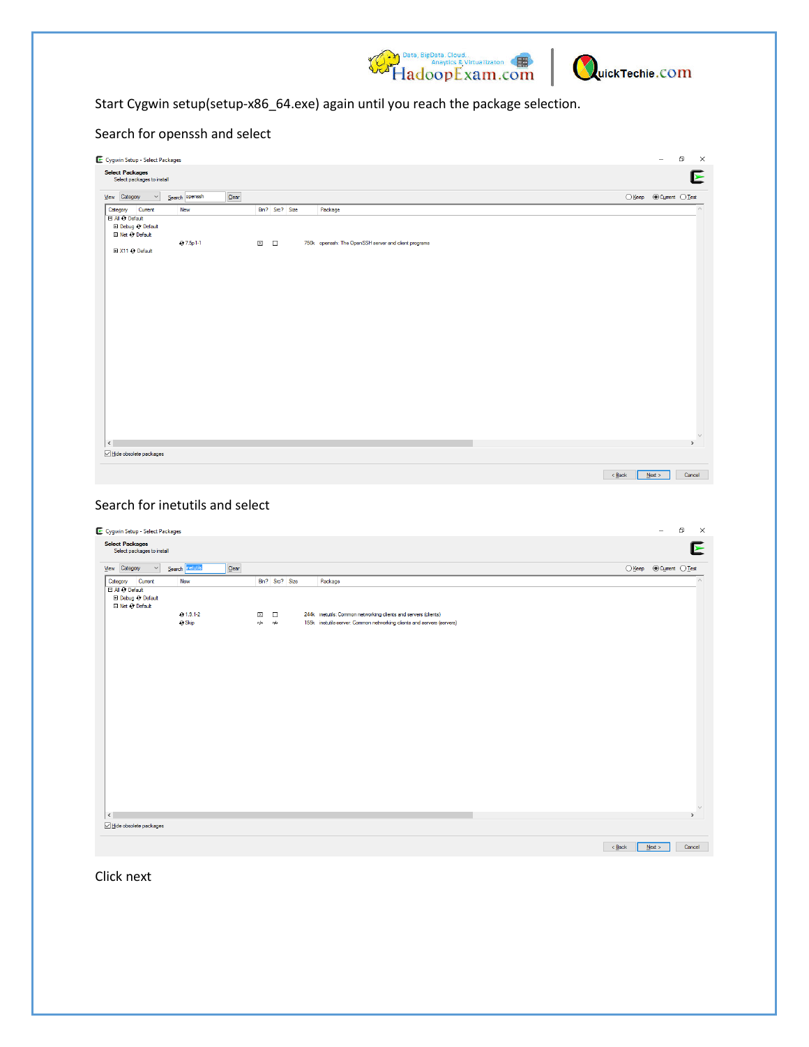Start Cygwin setup(setup-x86_64.exe) again until you reach the package selection.

Search for openssh and select

Search for inetutils and select

Click next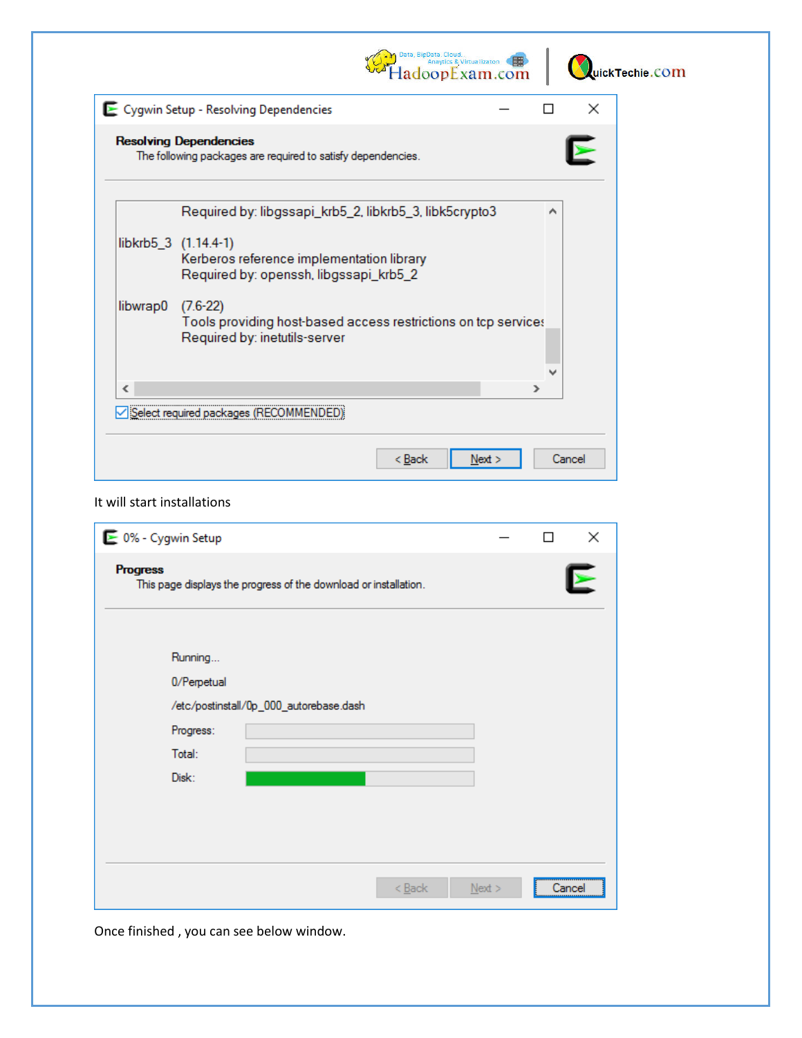**Cygwin Setup - Resolving Dependencies**

**Resolving Dependencies**

The following packages are required to satisfy dependencies.

Required by: libgssapi_krb5_2, libkrb5_3, libk5crypto3

libkrb5_3 (1.14.4-1)
Kerberos reference implementation library
Required by: openssh, libgssapi_krb5_2

libwrap0 (7.6-22)
Tools providing host-based access restrictions on tcp services
Required by: inetutils-server

☑ Select required packages (RECOMMENDED)

< Back | Next > | Cancel

It will start installations

**0% - Cygwin Setup**

**Progress**

This page displays the progress of the download or installation.

Running...

0/Perpetual

/etc/postinstall/0p_000_autorebase.dash

Progress:

Total:

Disk:

< Back | Next > | Cancel

Once finished , you can see below window.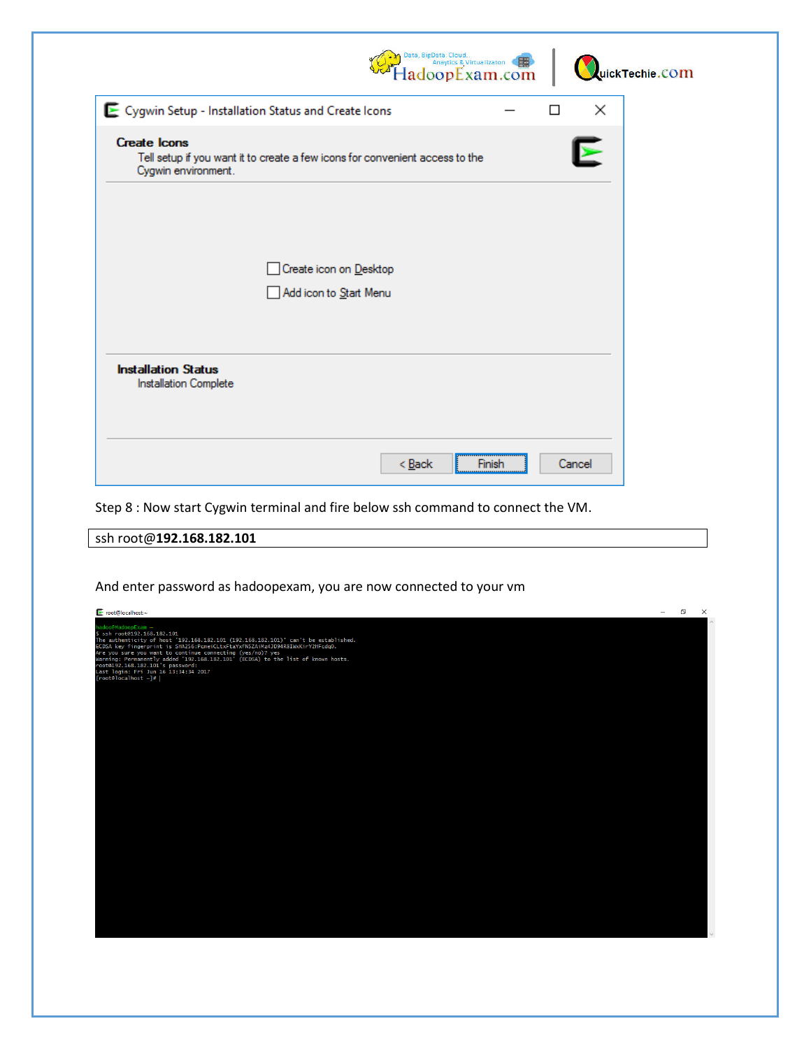Step 8 : Now start Cygwin terminal and fire below ssh command to connect the VM.

```
ssh root@192.168.182.101
```

And enter password as hadoopexam, you are now connected to your vm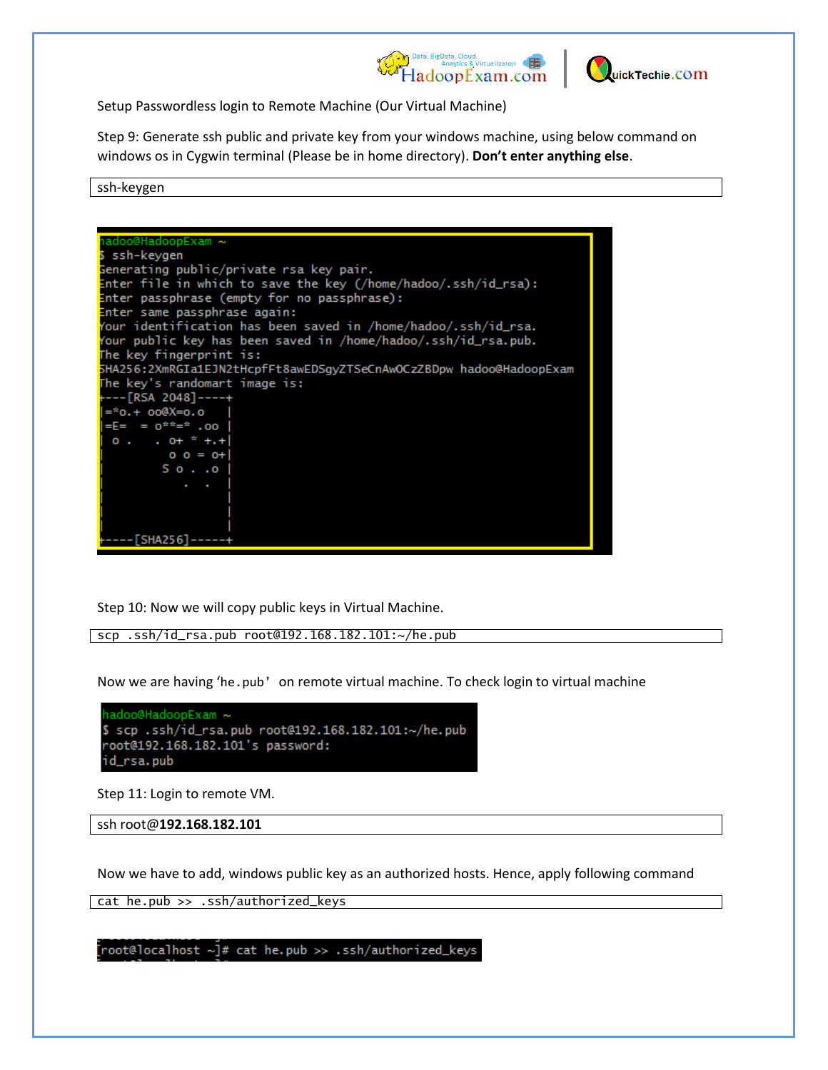Setup Passwordless login to Remote Machine (Our Virtual Machine)

Step 9: Generate ssh public and private key from your windows machine, using below command on windows os in Cygwin terminal (Please be in home directory). **Don't enter anything else**.

```
ssh-keygen
```

```
hadoo@HadoopExam ~
$ ssh-keygen
Generating public/private rsa key pair.
Enter file in which to save the key (/home/hadoo/.ssh/id_rsa):
Enter passphrase (empty for no passphrase):
Enter same passphrase again:
Your identification has been saved in /home/hadoo/.ssh/id_rsa.
Your public key has been saved in /home/hadoo/.ssh/id_rsa.pub.
The key fingerprint is:
SHA256:2XmRGIa1EJN2tHcpfFt8awEDSgyZTSeCnAwOCzZBDpw hadoo@HadoopExam
The key's randomart image is:
+---[RSA 2048]----+
|=*o.+ oo@X=o.o   |
|=E=  = o**=* .oo |
| o .   . o+ * +.+|
|          o o = o+|
|         S o . .o |
|            .  .  |
|                 |
|                 |
|                 |
+----[SHA256]-----+
```

Step 10: Now we will copy public keys in Virtual Machine.

```
scp .ssh/id_rsa.pub root@192.168.182.101:~/he.pub
```

Now we are having 'he.pub' on remote virtual machine. To check login to virtual machine

```
hadoo@HadoopExam ~
$ scp .ssh/id_rsa.pub root@192.168.182.101:~/he.pub
root@192.168.182.101's password:
id_rsa.pub
```

Step 11: Login to remote VM.

```
ssh root@192.168.182.101
```

Now we have to add, windows public key as an authorized hosts. Hence, apply following command

```
cat he.pub >> .ssh/authorized_keys
```

```
[root@localhost ~]# cat he.pub >> .ssh/authorized_keys
```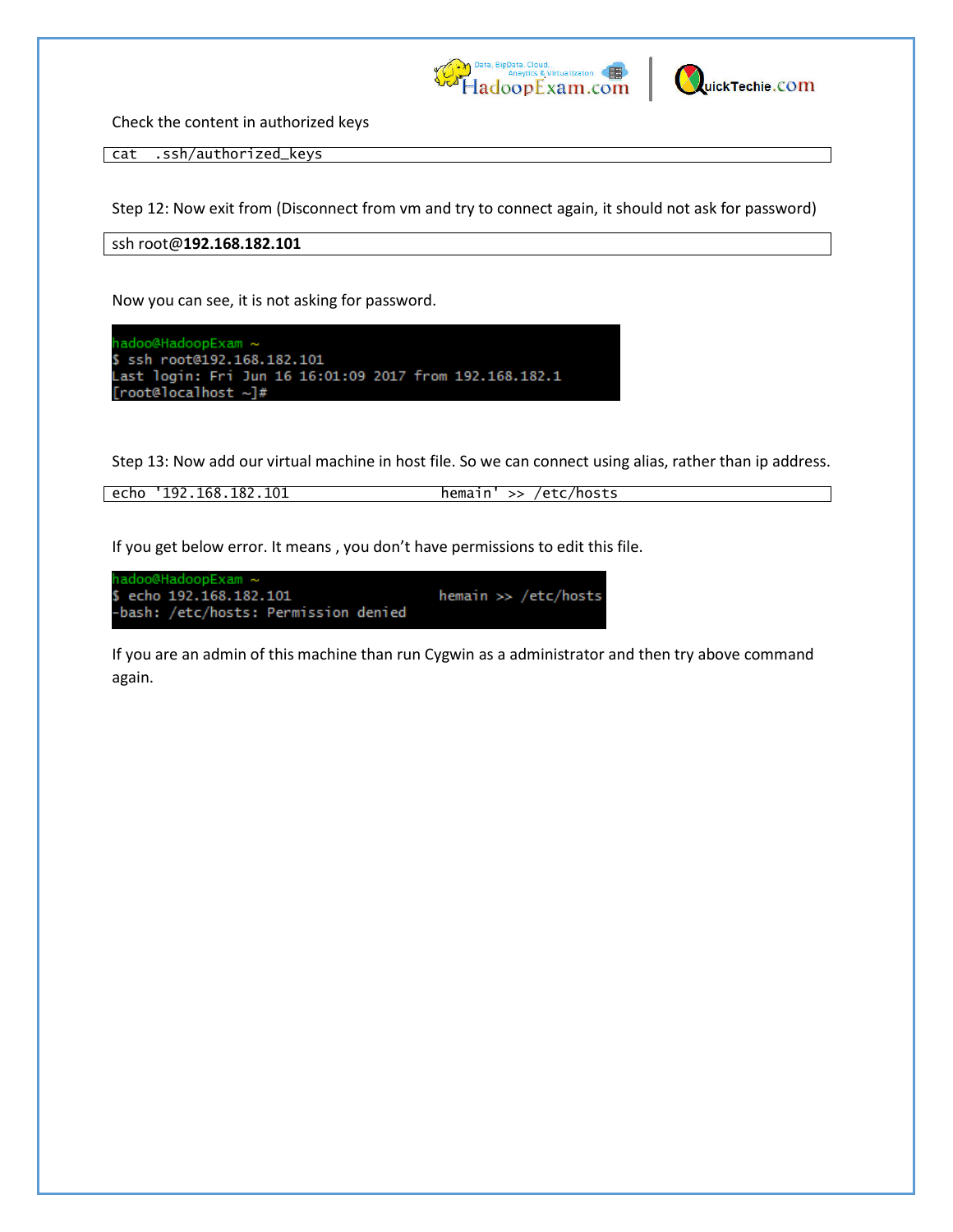Check the content in authorized keys

```
cat  .ssh/authorized_keys
```

Step 12: Now exit from (Disconnect from vm and try to connect again, it should not ask for password)

```
ssh root@192.168.182.101
```

Now you can see, it is not asking for password.

```
hadoo@HadoopExam ~
$ ssh root@192.168.182.101
Last login: Fri Jun 16 16:01:09 2017 from 192.168.182.1
[root@localhost ~]#
```

Step 13: Now add our virtual machine in host file. So we can connect using alias, rather than ip address.

```
echo '192.168.182.101                    hemain' >> /etc/hosts
```

If you get below error. It means , you don't have permissions to edit this file.

```
hadoo@HadoopExam ~
$ echo 192.168.182.101                    hemain >> /etc/hosts
-bash: /etc/hosts: Permission denied
```

If you are an admin of this machine than run Cygwin as a administrator and then try above command again.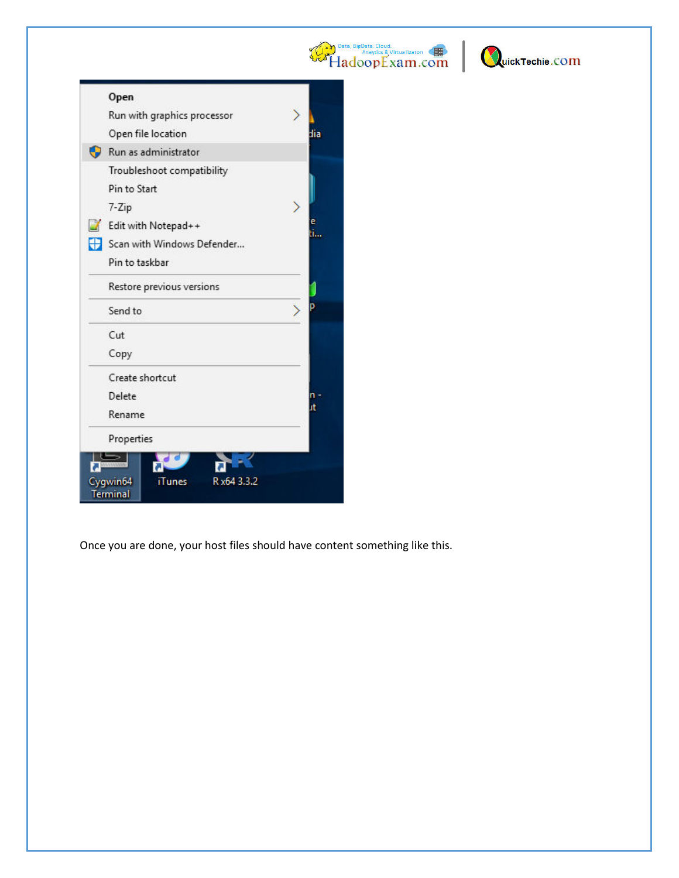Once you are done, your host files should have content something like this.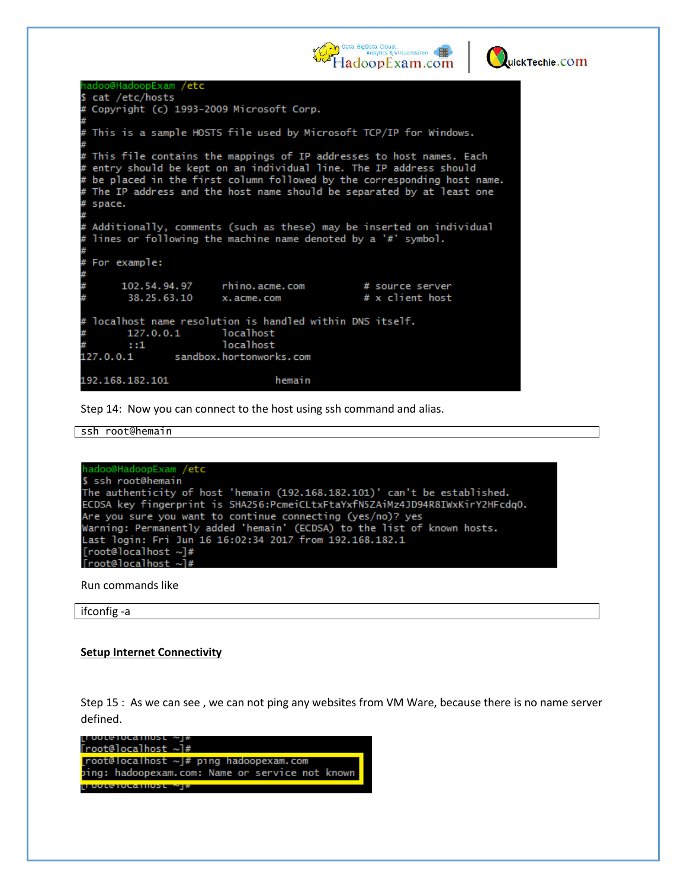```
hadoo@HadoopExam /etc
$ cat /etc/hosts
# Copyright (c) 1993-2009 Microsoft Corp.
#
# This is a sample HOSTS file used by Microsoft TCP/IP for Windows.
#
# This file contains the mappings of IP addresses to host names. Each
# entry should be kept on an individual line. The IP address should
# be placed in the first column followed by the corresponding host name.
# The IP address and the host name should be separated by at least one
# space.
#
# Additionally, comments (such as these) may be inserted on individual
# lines or following the machine name denoted by a '#' symbol.
#
# For example:
#
#      102.54.94.97     rhino.acme.com          # source server
#       38.25.63.10     x.acme.com              # x client host

# localhost name resolution is handled within DNS itself.
#       127.0.0.1       localhost
#       ::1             localhost
127.0.0.1       sandbox.hortonworks.com

192.168.182.101                 hemain
```

Step 14: Now you can connect to the host using ssh command and alias.

```
ssh root@hemain
```

```
hadoo@HadoopExam /etc
$ ssh root@hemain
The authenticity of host 'hemain (192.168.182.101)' can't be established.
ECDSA key fingerprint is SHA256:PcmeiCLtxFtaYxfN5ZAiMz4JD94R8IWxKirY2HFcdq0.
Are you sure you want to continue connecting (yes/no)? yes
Warning: Permanently added 'hemain' (ECDSA) to the list of known hosts.
Last login: Fri Jun 16 16:02:34 2017 from 192.168.182.1
[root@localhost ~]#
[root@localhost ~]#
```

Run commands like

```
ifconfig -a
```

**Setup Internet Connectivity**

Step 15 : As we can see , we can not ping any websites from VM Ware, because there is no name server defined.

```
[root@localhost ~]#
[root@localhost ~]# ping hadoopexam.com
ping: hadoopexam.com: Name or service not known
[root@localhost ~]#
```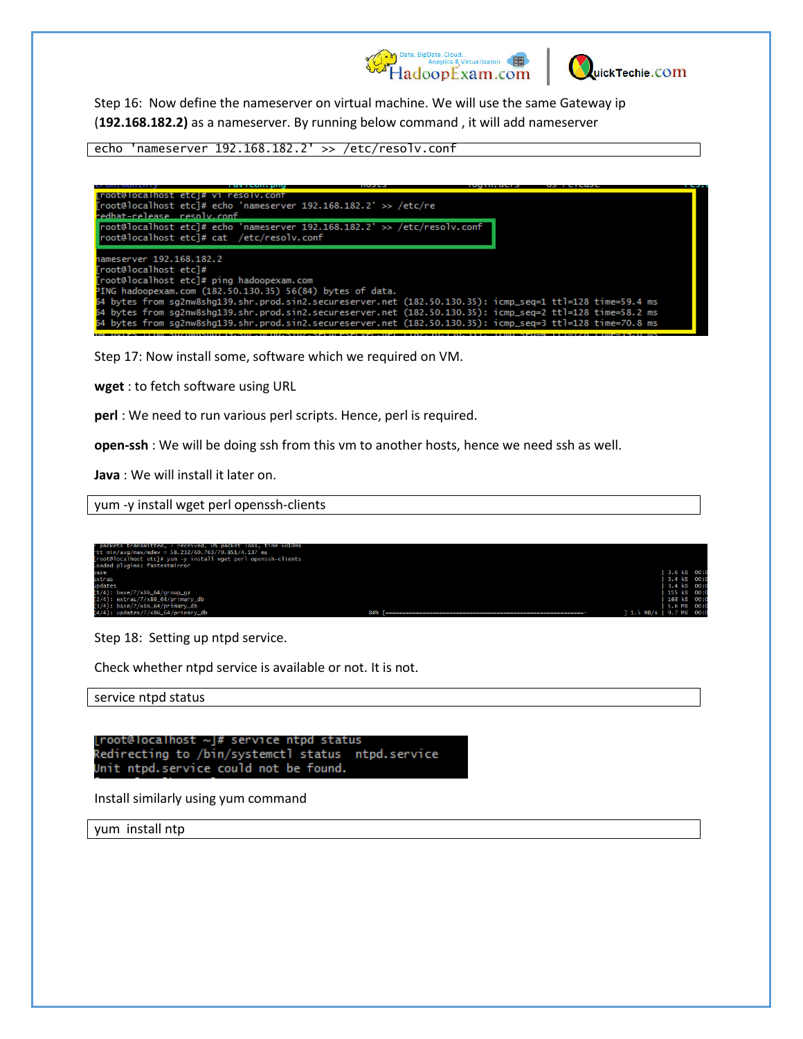Step 16: Now define the nameserver on virtual machine. We will use the same Gateway ip (**192.168.182.2**) as a nameserver. By running below command , it will add nameserver

```
echo 'nameserver 192.168.182.2' >> /etc/resolv.conf
```

```
[root@localhost etc]# vi resolv.conf
[root@localhost etc]# echo 'nameserver 192.168.182.2' >> /etc/re
redhat-release  resolv.conf
[root@localhost etc]# echo 'nameserver 192.168.182.2' >> /etc/resolv.conf
[root@localhost etc]# cat  /etc/resolv.conf

nameserver 192.168.182.2
[root@localhost etc]#
[root@localhost etc]# ping hadoopexam.com
PING hadoopexam.com (182.50.130.35) 56(84) bytes of data.
64 bytes from sg2nw8shg139.shr.prod.sin2.secureserver.net (182.50.130.35): icmp_seq=1 ttl=128 time=59.4 ms
64 bytes from sg2nw8shg139.shr.prod.sin2.secureserver.net (182.50.130.35): icmp_seq=2 ttl=128 time=58.2 ms
64 bytes from sg2nw8shg139.shr.prod.sin2.secureserver.net (182.50.130.35): icmp_seq=3 ttl=128 time=70.8 ms
```

Step 17: Now install some, software which we required on VM.

**wget** : to fetch software using URL

**perl** : We need to run various perl scripts. Hence, perl is required.

**open-ssh** : We will be doing ssh from this vm to another hosts, hence we need ssh as well.

**Java** : We will install it later on.

```
yum -y install wget perl openssh-clients
```

```
[root@localhost etc]# yum -y install wget perl openssh-clients
Loaded plugins: fastestmirror
base
extras
updates
(1/4): base/7/x86_64/group_gz
(2/4): extras/7/x86_64/primary_db
(3/4): base/7/x86_64/primary_db
(4/4): updates/7/x86_64/primary_db
```

Step 18: Setting up ntpd service.

Check whether ntpd service is available or not. It is not.

```
service ntpd status
```

```
[root@localhost ~]# service ntpd status
Redirecting to /bin/systemctl status  ntpd.service
Unit ntpd.service could not be found.
```

Install similarly using yum command

```
yum  install ntp
```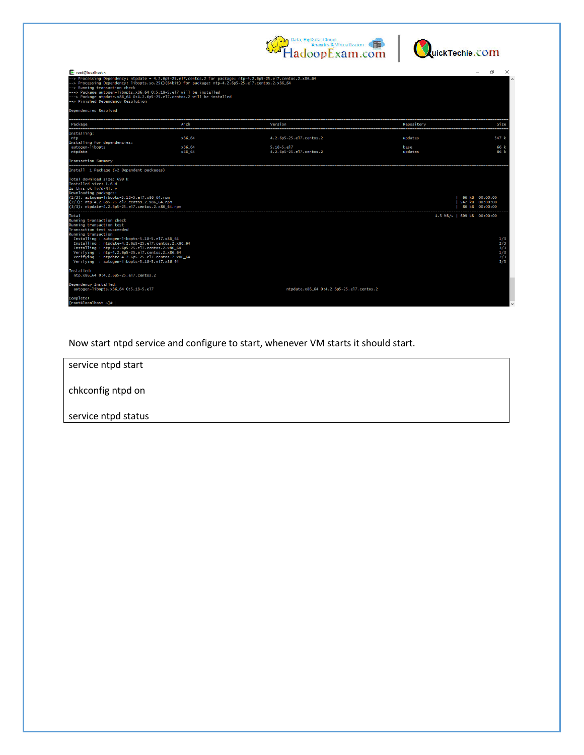```
--> Processing Dependency: ntpdate = 4.2.6p5-25.el7.centos.2 for package: ntp-4.2.6p5-25.el7.centos.2.x86_64
--> Processing Dependency: libopts.so.25()(64bit) for package: ntp-4.2.6p5-25.el7.centos.2.x86_64
--> Running transaction check
---> Package autogen-libopts.x86_64 0:5.18-5.el7 will be installed
---> Package ntpdate.x86_64 0:4.2.6p5-25.el7.centos.2 will be installed
--> Finished Dependency Resolution

Dependencies Resolved

================================================================================
 Package              Arch         Version                       Repository   Size
================================================================================
Installing:
 ntp                  x86_64       4.2.6p5-25.el7.centos.2       updates     547 k
Installing for dependencies:
 autogen-libopts      x86_64       5.18-5.el7                    base         66 k
 ntpdate              x86_64       4.2.6p5-25.el7.centos.2       updates      86 k

Transaction Summary
================================================================================
Install  1 Package (+2 Dependent packages)

Total download size: 699 k
Installed size: 1.6 M
Is this ok [y/d/N]: y
Downloading packages:
(1/3): autogen-libopts-5.18-5.el7.x86_64.rpm                 |  66 kB  00:00:00
(2/3): ntp-4.2.6p5-25.el7.centos.2.x86_64.rpm                | 547 kB  00:00:00
(3/3): ntpdate-4.2.6p5-25.el7.centos.2.x86_64.rpm            |  86 kB  00:00:00
--------------------------------------------------------------------------------
Total                                               1.3 MB/s | 699 kB  00:00:00
Running transaction check
Running transaction test
Transaction test succeeded
Running transaction
  Installing : autogen-libopts-5.18-5.el7.x86_64                              1/3
  Installing : ntpdate-4.2.6p5-25.el7.centos.2.x86_64                         2/3
  Installing : ntp-4.2.6p5-25.el7.centos.2.x86_64                             3/3
  Verifying  : ntp-4.2.6p5-25.el7.centos.2.x86_64                             1/3
  Verifying  : ntpdate-4.2.6p5-25.el7.centos.2.x86_64                         2/3
  Verifying  : autogen-libopts-5.18-5.el7.x86_64                              3/3

Installed:
  ntp.x86_64 0:4.2.6p5-25.el7.centos.2

Dependency Installed:
  autogen-libopts.x86_64 0:5.18-5.el7        ntpdate.x86_64 0:4.2.6p5-25.el7.centos.2

Complete!
[root@localhost ~]# |
```

Now start ntpd service and configure to start, whenever VM starts it should start.

```
service ntpd start

chkconfig ntpd on

service ntpd status
```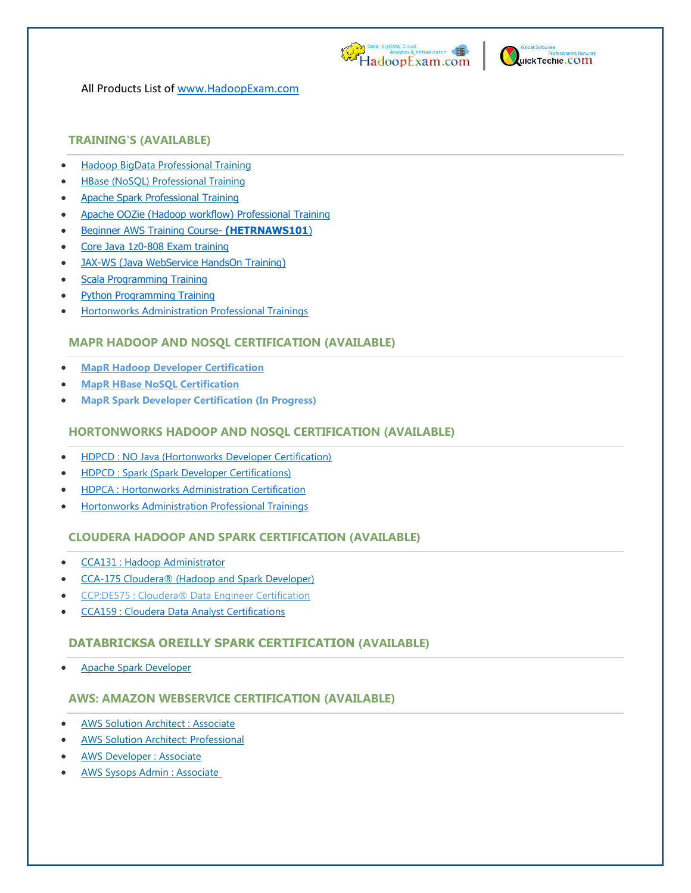All Products List of www.HadoopExam.com

## TRAINING'S (AVAILABLE)

- Hadoop BigData Professional Training
- HBase (NoSQL) Professional Training
- Apache Spark Professional Training
- Apache OOZie (Hadoop workflow) Professional Training
- Beginner AWS Training Course- **(HETRNAWS101)**
- Core Java 1z0-808 Exam training
- JAX-WS (Java WebService HandsOn Training)
- Scala Programming Training
- Python Programming Training
- Hortonworks Administration Professional Trainings

## MAPR HADOOP AND NOSQL CERTIFICATION (AVAILABLE)

- **MapR Hadoop Developer Certification**
- **MapR HBase NoSQL Certification**
- **MapR Spark Developer Certification (In Progress)**

## HORTONWORKS HADOOP AND NOSQL CERTIFICATION (AVAILABLE)

- HDPCD : NO Java (Hortonworks Developer Certification)
- HDPCD : Spark (Spark Developer Certifications)
- HDPCA : Hortonworks Administration Certification
- Hortonworks Administration Professional Trainings

## CLOUDERA HADOOP AND SPARK CERTIFICATION (AVAILABLE)

- CCA131 : Hadoop Administrator
- CCA-175 Cloudera® (Hadoop and Spark Developer)
- CCP:DE575 : Cloudera® Data Engineer Certification
- CCA159 : Cloudera Data Analyst Certifications

## DATABRICKSA OREILLY SPARK CERTIFICATION (AVAILABLE)

- Apache Spark Developer

## AWS: AMAZON WEBSERVICE CERTIFICATION (AVAILABLE)

- AWS Solution Architect : Associate
- AWS Solution Architect: Professional
- AWS Developer : Associate
- AWS Sysops Admin : Associate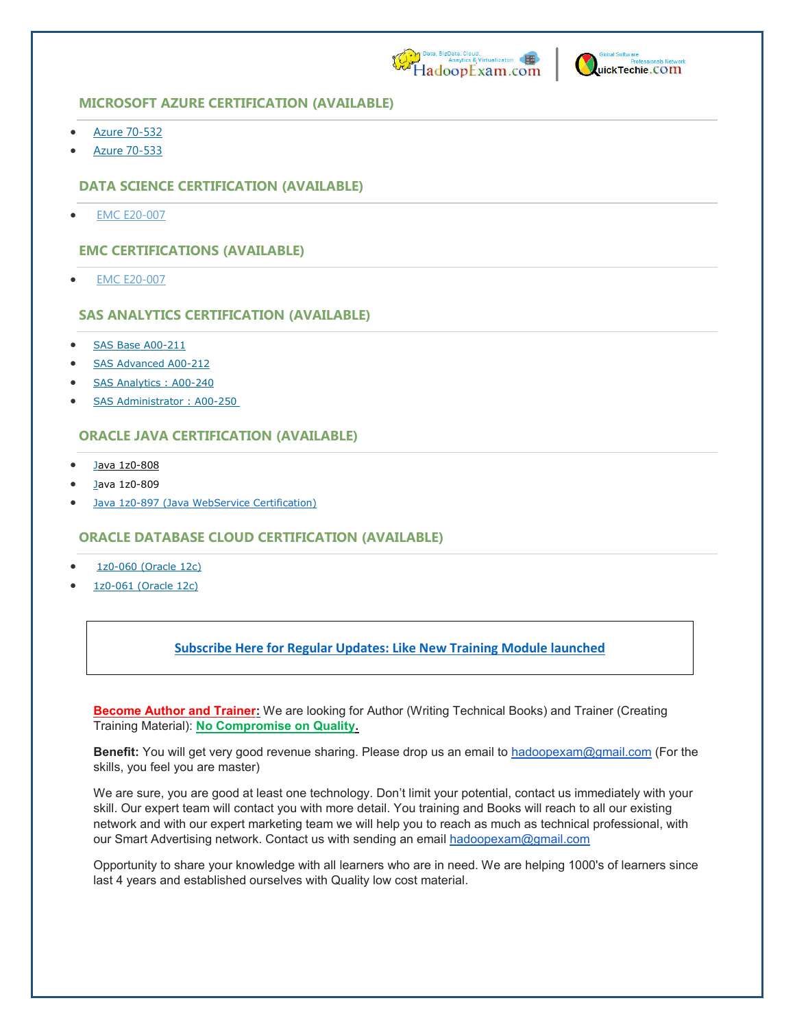## MICROSOFT AZURE CERTIFICATION (AVAILABLE)

- Azure 70-532
- Azure 70-533

## DATA SCIENCE CERTIFICATION (AVAILABLE)

- EMC E20-007

## EMC CERTIFICATIONS (AVAILABLE)

- EMC E20-007

## SAS ANALYTICS CERTIFICATION (AVAILABLE)

- SAS Base A00-211
- SAS Advanced A00-212
- SAS Analytics : A00-240
- SAS Administrator : A00-250

## ORACLE JAVA CERTIFICATION (AVAILABLE)

- Java 1z0-808
- Java 1z0-809
- Java 1z0-897 (Java WebService Certification)

## ORACLE DATABASE CLOUD CERTIFICATION (AVAILABLE)

- 1z0-060 (Oracle 12c)
- 1z0-061 (Oracle 12c)

**Subscribe Here for Regular Updates: Like New Training Module launched**

**Become Author and Trainer:** We are looking for Author (Writing Technical Books) and Trainer (Creating Training Material): **No Compromise on Quality.**

**Benefit:** You will get very good revenue sharing. Please drop us an email to hadoopexam@gmail.com (For the skills, you feel you are master)

We are sure, you are good at least one technology. Don't limit your potential, contact us immediately with your skill. Our expert team will contact you with more detail. You training and Books will reach to all our existing network and with our expert marketing team we will help you to reach as much as technical professional, with our Smart Advertising network. Contact us with sending an email hadoopexam@gmail.com

Opportunity to share your knowledge with all learners who are in need. We are helping 1000's of learners since last 4 years and established ourselves with Quality low cost material.